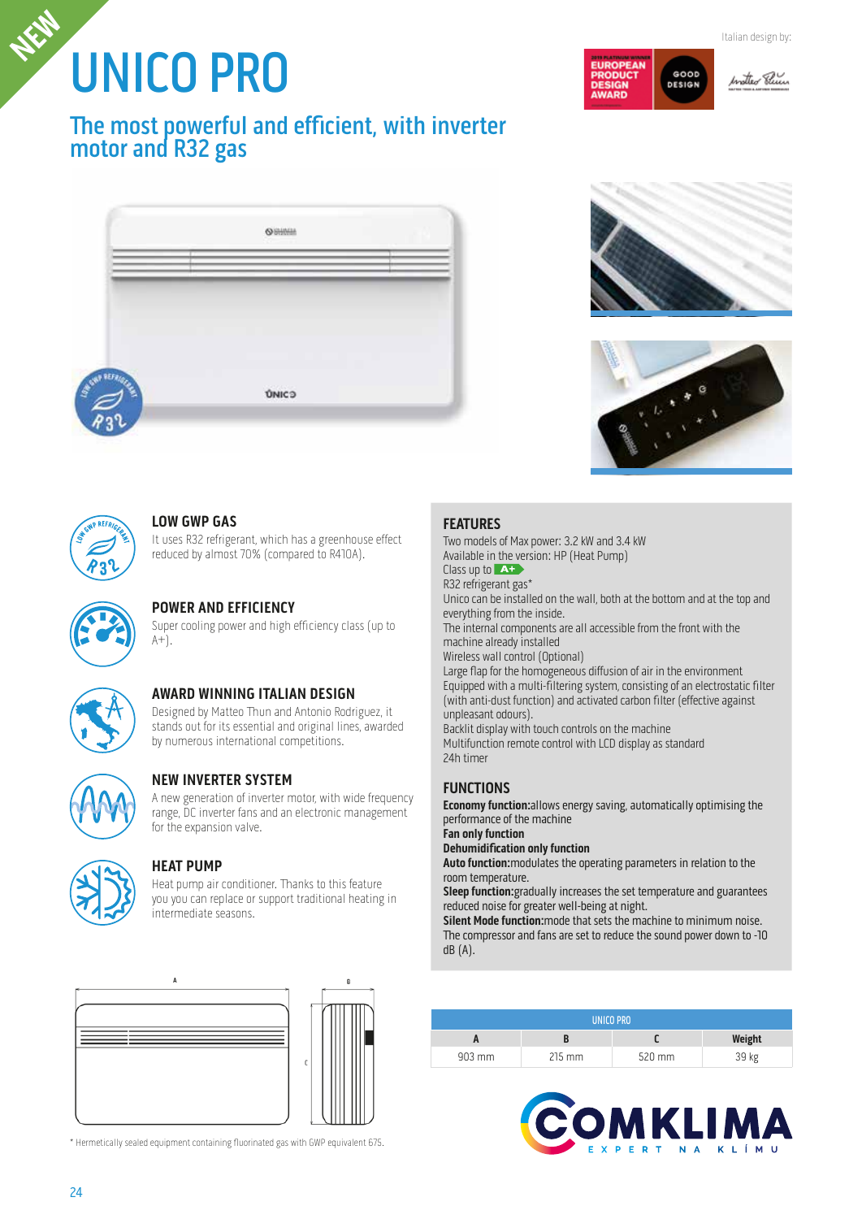NEW

# UNICO PRO

Italian design by:

## The most powerful and efficient, with inverter motor and R32 gas

### LOW GWP GAS

It uses R32 refrigerant, which has a greenhouse effect reduced by almost 70% (compared to R410A).

### POWER AND EFFICIENCY

Super cooling power and high efficiency class (up to A+).

### AWARD WINNING ITALIAN DESIGN

Designed by Matteo Thun and Antonio Rodriguez, it stands out for its essential and original lines, awarded by numerous international competitions.

### NEW INVERTER SYSTEM

A new generation of inverter motor, with wide frequency range, DC inverter fans and an electronic management for the expansion valve.

### HEAT PUMP

Heat pump air conditioner. Thanks to this feature you you can replace or support traditional heating in intermediate seasons.

### FEATURES

Two models of Max power: 3.2 kW and 3.4 kW
Available in the version: HP (Heat Pump)
Class up to A+
R32 refrigerant gas*
Unico can be installed on the wall, both at the bottom and at the top and everything from the inside.
The internal components are all accessible from the front with the machine already installed
Wireless wall control (Optional)
Large flap for the homogeneous diffusion of air in the environment
Equipped with a multi-filtering system, consisting of an electrostatic filter (with anti-dust function) and activated carbon filter (effective against unpleasant odours).
Backlit display with touch controls on the machine
Multifunction remote control with LCD display as standard
24h timer

### FUNCTIONS

**Economy function:** allows energy saving, automatically optimising the performance of the machine
**Fan only function**
**Dehumidification only function**
**Auto function:** modulates the operating parameters in relation to the room temperature.
**Sleep function:** gradually increases the set temperature and guarantees reduced noise for greater well-being at night.
**Silent Mode function:** mode that sets the machine to minimum noise. The compressor and fans are set to reduce the sound power down to -10 dB (A).

| UNICO PRO | | | |
|---|---|---|---|
| A | B | C | Weight |
| 903 mm | 215 mm | 520 mm | 39 kg |

\* Hermetically sealed equipment containing fluorinated gas with GWP equivalent 675.

COMKLIMA
EXPERT NA KLÍMU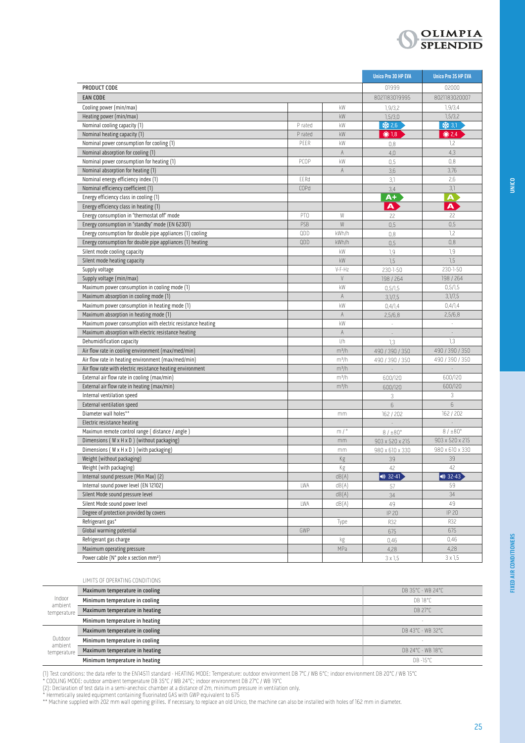| | | | Unico Pro 30 HP EVA | Unico Pro 35 HP EVA |
|---|---|---|---|---|
| **PRODUCT CODE** | | | 01999 | 02000 |
| **EAN CODE** | | | 8021183019995 | 8021183020007 |
| Cooling power (min/max) | | kW | 1,9/3,2 | 1,9/3,4 |
| Heating power (min/max) | | kW | 1,5/3,0 | 1,5/3,2 |
| Nominal cooling capacity (1) | P rated | kW | 2,6 | 3,1 |
| Nominal heating capacity (1) | P rated | kW | 1,8 | 2,4 |
| Nominal power consumption for cooling (1) | PEER | kW | 0,8 | 1,2 |
| Nominal absorption for cooling (1) | | A | 4,0 | 4,3 |
| Nominal power consumption for heating (1) | PCOP | kW | 0,5 | 0,8 |
| Nominal absorption for heating (1) | | A | 3,6 | 3,76 |
| Nominal energy efficiency index (1) | EERd | | 3,1 | 2,6 |
| Nominal efficiency coefficient (1) | COPd | | 3,4 | 3,1 |
| Energy efficiency class in cooling (1) | | | A+ | A |
| Energy efficiency class in heating (1) | | | A | A |
| Energy consumption in "thermostat off" mode | PTO | W | 22 | 22 |
| Energy consumption in "standby" mode (EN 62301) | PSB | W | 0,5 | 0,5 |
| Energy consumption for double pipe appliances (1) cooling | QDD | kWh/h | 0,8 | 1,2 |
| Energy consumption for double pipe appliances (1) heating | QDD | kWh/h | 0,5 | 0,8 |
| Silent mode cooling capacity | | kW | 1,9 | 1,9 |
| Silent mode heating capacity | | kW | 1,5 | 1,5 |
| Supply voltage | | V-F-Hz | 230-1-50 | 230-1-50 |
| Supply voltage (min/max) | | V | 198 / 264 | 198 / 264 |
| Maximum power consumption in cooling mode (1) | | kW | 0,5/1,5 | 0,5/1,5 |
| Maximum absorption in cooling mode (1) | | A | 3,1/7,5 | 3,1/7,5 |
| Maximum power consumption in heating mode (1) | | kW | 0,4/1,4 | 0,4/1,4 |
| Maximum absorption in heating mode (1) | | A | 2,5/6,8 | 2,5/6,8 |
| Maximum power consumption with electric resistance heating | | kW | - | - |
| Maximum absorption with electric resistance heating | | A | - | - |
| Dehumidification capacity | | l/h | 1,3 | 1,3 |
| Air flow rate in cooling environment (max/med/min) | | m³/h | 490 / 390 / 350 | 490 / 390 / 350 |
| Air flow rate in heating environment (max/med/min) | | m³/h | 490 / 390 / 350 | 490 / 390 / 350 |
| Air flow rate with electric resistance heating environment | | m³/h | - | - |
| External air flow rate in cooling (max/min) | | m³/h | 600/120 | 600/120 |
| External air flow rate in heating (max/min) | | m³/h | 600/120 | 600/120 |
| Internal ventilation speed | | | 3 | 3 |
| External ventilation speed | | | 6 | 6 |
| Diameter wall holes** | | mm | 162 / 202 | 162 / 202 |
| Electric resistance heating | | | - | - |
| Maximun remote control range ( distance / angle ) | | m / ° | 8 / ±80° | 8 / ±80° |
| Dimensions ( W x H x D ) (without packaging) | | mm | 903 x 520 x 215 | 903 x 520 x 215 |
| Dimensions ( W x H x D ) (with packaging) | | mm | 980 x 610 x 330 | 980 x 610 x 330 |
| Weight (without packaging) | | Kg | 39 | 39 |
| Weight (with packaging) | | Kg | 42 | 42 |
| Internal sound pressure (Min Max) (2) | | dB(A) | 32-41 | 32-43 |
| Internal sound power level (EN 12102) | LWA | dB(A) | 57 | 59 |
| Silent Mode sound pressure level | | dB(A) | 34 | 34 |
| Silent Mode sound power level | LWA | dB(A) | 49 | 49 |
| Degree of protection provided by covers | | | IP 20 | IP 20 |
| Refrigerant gas* | | Type | R32 | R32 |
| Global warming potential | GWP | | 675 | 675 |
| Refrigerant gas charge | | kg | 0,46 | 0,46 |
| Maximum operating pressure | | MPa | 4,28 | 4,28 |
| Power cable (N° pole x section mm²) | | | 3 x 1,5 | 3 x 1,5 |

LIMITS OF OPERATING CONDITIONS

| | | |
|---|---|---|
| Indoor ambient temperature | **Maximum temperature in cooling** | DB 35°C - WB 24°C |
| | **Minimum temperature in cooling** | DB 18°C |
| | **Maximum temperature in heating** | DB 27°C |
| | **Minimum temperature in heating** | - |
| Outdoor ambient temperature | **Maximum temperature in cooling** | DB 43°C - WB 32°C |
| | **Minimum temperature in cooling** | - |
| | **Maximum temperature in heating** | DB 24°C - WB 18°C |
| | **Minimum temperature in heating** | DB -15°C |

(1) Test conditions: the data refer to the EN14511 standard - HEATING MODE: Temperature: outdoor environment DB 7°C / WB 6°C; indoor environment DB 20°C / WB 15°C
* COOLING MODE: outdoor ambient temperature DB 35°C / WB 24°C; indoor environment DB 27°C / WB 19°C
(2): Declaration of test data in a semi-anechoic chamber at a distance of 2m, minimum pressure in ventilation only.
* Hermetically sealed equipment containing fluorinated GAS with GWP equivalent to 675
** Machine supplied with 202 mm wall opening grilles. If necessary, to replace an old Unico, the machine can also be installed with holes of 162 mm in diameter.